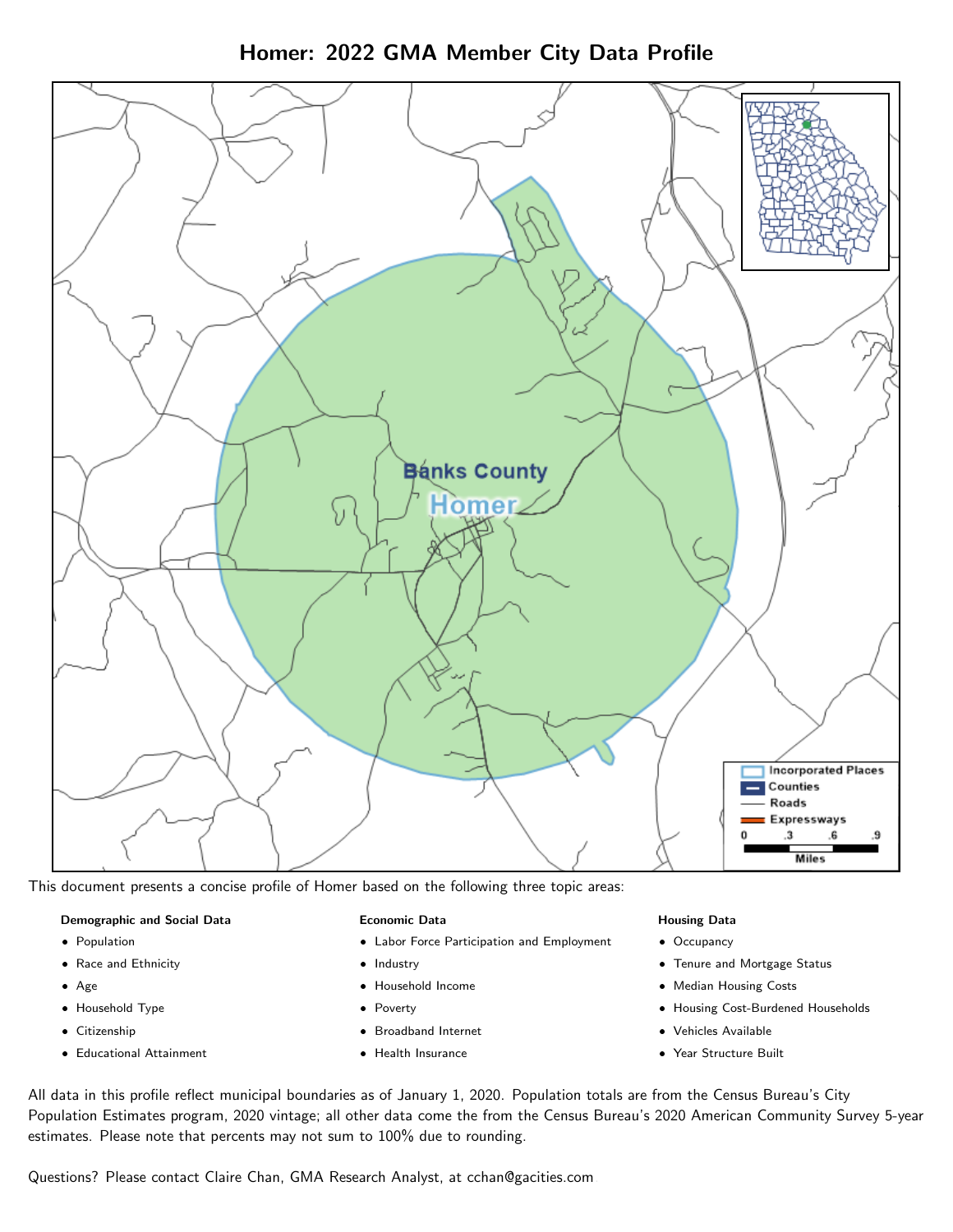# Homer: 2022 GMA Member City Data Profile

This document presents a concise profile of Homer based on the following three topic areas:

**Demographic and Social Data**

- Population
- Race and Ethnicity
- Age
- Household Type
- Citizenship
- Educational Attainment

**Economic Data**

- Labor Force Participation and Employment
- Industry
- Household Income
- Poverty
- Broadband Internet
- Health Insurance

**Housing Data**

- Occupancy
- Tenure and Mortgage Status
- Median Housing Costs
- Housing Cost-Burdened Households
- Vehicles Available
- Year Structure Built

All data in this profile reflect municipal boundaries as of January 1, 2020. Population totals are from the Census Bureau's City Population Estimates program, 2020 vintage; all other data come the from the Census Bureau's 2020 American Community Survey 5-year estimates. Please note that percents may not sum to 100% due to rounding.

Questions? Please contact Claire Chan, GMA Research Analyst, at cchan@gacities.com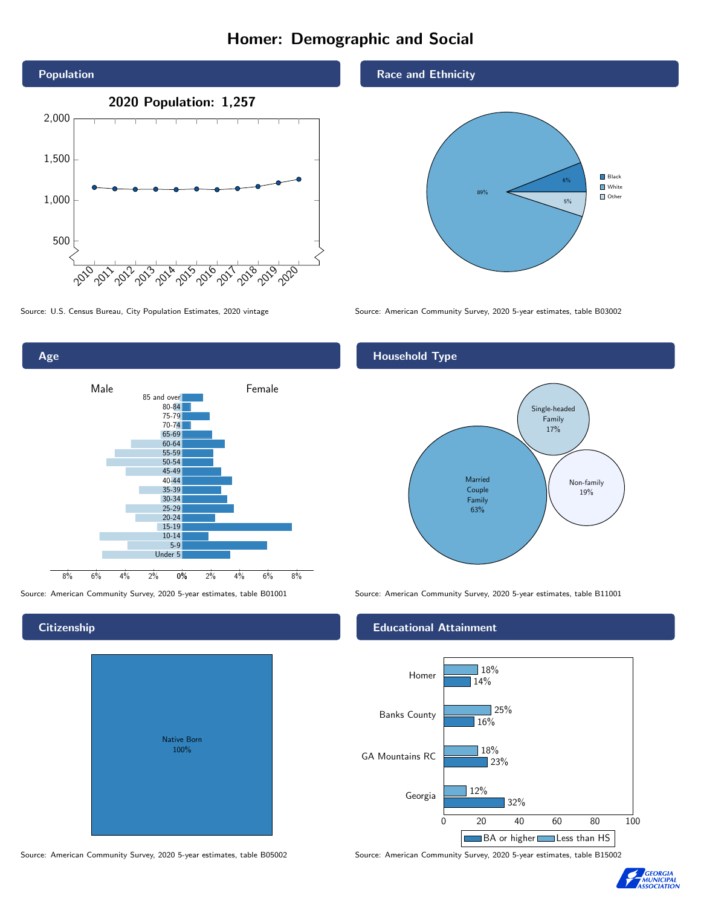# Homer: Demographic and Social

## Population

**2020 Population: 1,257**

Source: U.S. Census Bureau, City Population Estimates, 2020 vintage

## Race and Ethnicity

| Race | Percent |
|---|---|
| Black | 6% |
| White | 89% |
| Other | 5% |

Source: American Community Survey, 2020 5-year estimates, table B03002

## Age

Source: American Community Survey, 2020 5-year estimates, table B01001

## Household Type

| Household Type | Percent |
|---|---|
| Married Couple Family | 63% |
| Single-headed Family | 17% |
| Non-family | 19% |

Source: American Community Survey, 2020 5-year estimates, table B11001

## Citizenship

| Citizenship | Percent |
|---|---|
| Native Born | 100% |

Source: American Community Survey, 2020 5-year estimates, table B05002

## Educational Attainment

| Area | Less than HS | BA or higher |
|---|---|---|
| Homer | 18% | 14% |
| Banks County | 25% | 16% |
| GA Mountains RC | 18% | 23% |
| Georgia | 12% | 32% |

Source: American Community Survey, 2020 5-year estimates, table B15002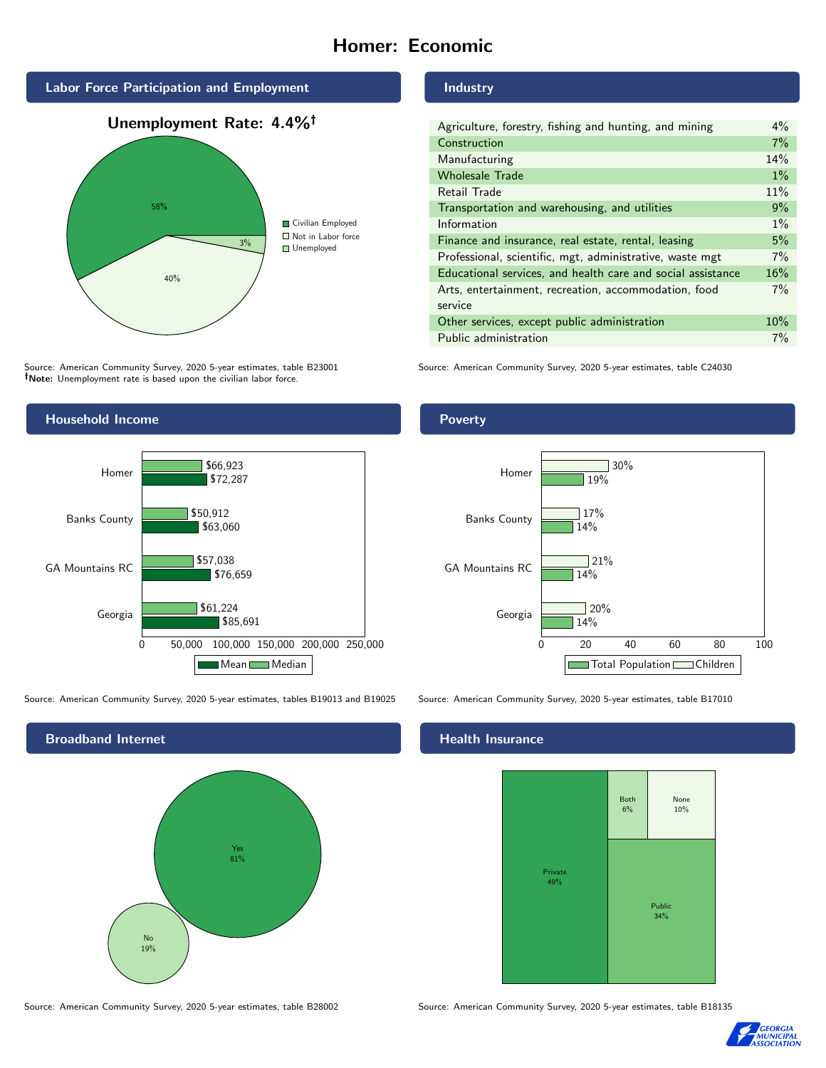# Homer: Economic

## Labor Force Participation and Employment

### Unemployment Rate: 4.4%†

| Category | Percent |
| --- | --- |
| Civilian Employed | 58% |
| Not in Labor force | 40% |
| Unemployed | 3% |

Source: American Community Survey, 2020 5-year estimates, table B23001
†**Note:** Unemployment rate is based upon the civilian labor force.

## Industry

| Industry | Percent |
| --- | --- |
| Agriculture, forestry, fishing and hunting, and mining | 4% |
| Construction | 7% |
| Manufacturing | 14% |
| Wholesale Trade | 1% |
| Retail Trade | 11% |
| Transportation and warehousing, and utilities | 9% |
| Information | 1% |
| Finance and insurance, real estate, rental, leasing | 5% |
| Professional, scientific, mgt, administrative, waste mgt | 7% |
| Educational services, and health care and social assistance | 16% |
| Arts, entertainment, recreation, accommodation, food service | 7% |
| Other services, except public administration | 10% |
| Public administration | 7% |

Source: American Community Survey, 2020 5-year estimates, table C24030

## Household Income

| | Median | Mean |
| --- | --- | --- |
| Homer | $66,923 | $72,287 |
| Banks County | $50,912 | $63,060 |
| GA Mountains RC | $57,038 | $76,659 |
| Georgia | $61,224 | $85,691 |

Source: American Community Survey, 2020 5-year estimates, tables B19013 and B19025

## Poverty

| | Children | Total Population |
| --- | --- | --- |
| Homer | 30% | 19% |
| Banks County | 17% | 14% |
| GA Mountains RC | 21% | 14% |
| Georgia | 20% | 14% |

Source: American Community Survey, 2020 5-year estimates, table B17010

## Broadband Internet

| | Percent |
| --- | --- |
| Yes | 81% |
| No | 19% |

Source: American Community Survey, 2020 5-year estimates, table B28002

## Health Insurance

| | Percent |
| --- | --- |
| Private | 49% |
| Public | 34% |
| Both | 6% |
| None | 10% |

Source: American Community Survey, 2020 5-year estimates, table B18135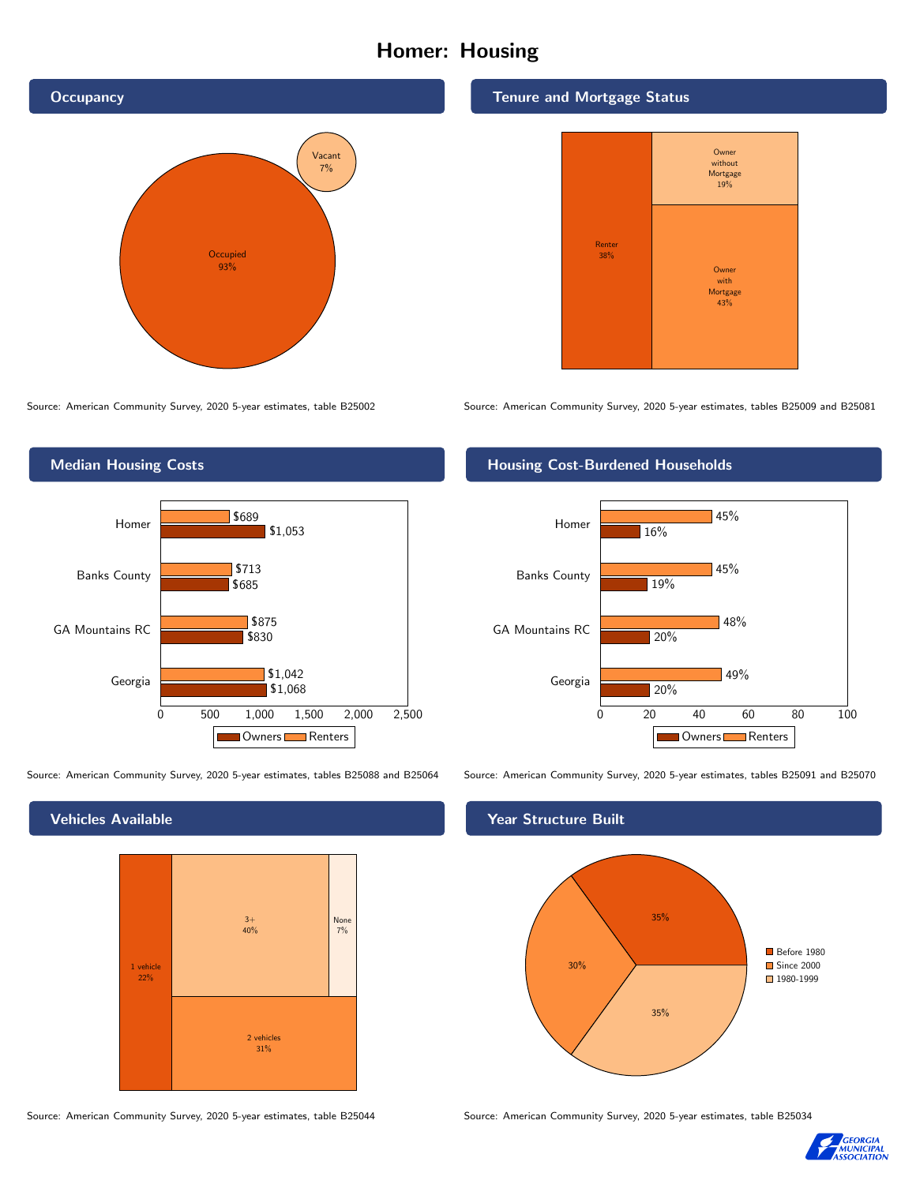# Homer: Housing

## Occupancy

Vacant
7%

Occupied
93%

Source: American Community Survey, 2020 5-year estimates, table B25002

## Tenure and Mortgage Status

Renter
38%

Owner
without
Mortgage
19%

Owner
with
Mortgage
43%

Source: American Community Survey, 2020 5-year estimates, tables B25009 and B25081

## Median Housing Costs

Homer
$689
$1,053

Banks County
$713
$685

GA Mountains RC
$875
$830

Georgia
$1,042
$1,068

0 500 1,000 1,500 2,000 2,500

Owners Renters

Source: American Community Survey, 2020 5-year estimates, tables B25088 and B25064

## Housing Cost-Burdened Households

Homer
45%
16%

Banks County
45%
19%

GA Mountains RC
48%
20%

Georgia
49%
20%

0 20 40 60 80 100

Owners Renters

Source: American Community Survey, 2020 5-year estimates, tables B25091 and B25070

## Vehicles Available

1 vehicle
22%

3+
40%

None
7%

2 vehicles
31%

Source: American Community Survey, 2020 5-year estimates, table B25044

## Year Structure Built

35%

30%

35%

Before 1980
Since 2000
1980-1999

Source: American Community Survey, 2020 5-year estimates, table B25034

GEORGIA MUNICIPAL ASSOCIATION